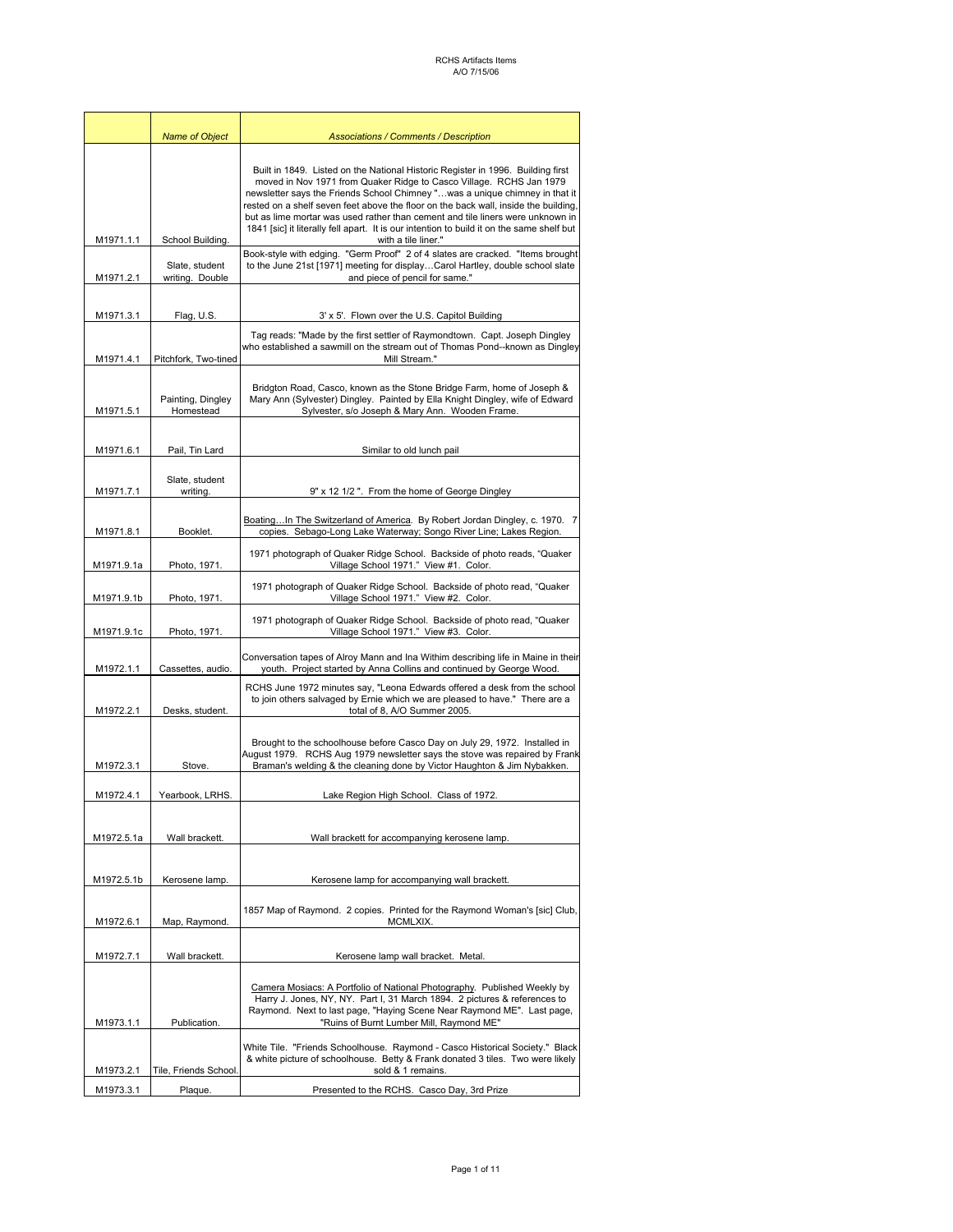RCHS Artifacts Items
A/O 7/15/06

| | *Name of Object* | *Associations / Comments / Description* |
|---|---|---|
| M1971.1.1 | School Building. | Built in 1849. Listed on the National Historic Register in 1996. Building first moved in Nov 1971 from Quaker Ridge to Casco Village. RCHS Jan 1979 newsletter says the Friends School Chimney "…was a unique chimney in that it rested on a shelf seven feet above the floor on the back wall, inside the building, but as lime mortar was used rather than cement and tile liners were unknown in 1841 [sic] it literally fell apart. It is our intention to build it on the same shelf but with a tile liner." |
| M1971.2.1 | Slate, student writing. Double | Book-style with edging. "Germ Proof" 2 of 4 slates are cracked. "Items brought to the June 21st [1971] meeting for display…Carol Hartley, double school slate and piece of pencil for same." |
| M1971.3.1 | Flag, U.S. | 3' x 5'. Flown over the U.S. Capitol Building |
| M1971.4.1 | Pitchfork, Two-tined | Tag reads: "Made by the first settler of Raymondtown. Capt. Joseph Dingley who established a sawmill on the stream out of Thomas Pond--known as Dingley Mill Stream." |
| M1971.5.1 | Painting, Dingley Homestead | Bridgton Road, Casco, known as the Stone Bridge Farm, home of Joseph & Mary Ann (Sylvester) Dingley. Painted by Ella Knight Dingley, wife of Edward Sylvester, s/o Joseph & Mary Ann. Wooden Frame. |
| M1971.6.1 | Pail, Tin Lard | Similar to old lunch pail |
| M1971.7.1 | Slate, student writing. | 9" x 12 1/2 ". From the home of George Dingley |
| M1971.8.1 | Booklet. | Boating…In The Switzerland of America. By Robert Jordan Dingley, c. 1970. 7 copies. Sebago-Long Lake Waterway; Songo River Line; Lakes Region. |
| M1971.9.1a | Photo, 1971. | 1971 photograph of Quaker Ridge School. Backside of photo reads, "Quaker Village School 1971." View #1. Color. |
| M1971.9.1b | Photo, 1971. | 1971 photograph of Quaker Ridge School. Backside of photo read, "Quaker Village School 1971." View #2. Color. |
| M1971.9.1c | Photo, 1971. | 1971 photograph of Quaker Ridge School. Backside of photo read, "Quaker Village School 1971." View #3. Color. |
| M1972.1.1 | Cassettes, audio. | Conversation tapes of Alroy Mann and Ina Withim describing life in Maine in their youth. Project started by Anna Collins and continued by George Wood. |
| M1972.2.1 | Desks, student. | RCHS June 1972 minutes say, "Leona Edwards offered a desk from the school to join others salvaged by Ernie which we are pleased to have." There are a total of 8, A/O Summer 2005. |
| M1972.3.1 | Stove. | Brought to the schoolhouse before Casco Day on July 29, 1972. Installed in August 1979. RCHS Aug 1979 newsletter says the stove was repaired by Frank Braman's welding & the cleaning done by Victor Haughton & Jim Nybakken. |
| M1972.4.1 | Yearbook, LRHS. | Lake Region High School. Class of 1972. |
| M1972.5.1a | Wall brackett. | Wall brackett for accompanying kerosene lamp. |
| M1972.5.1b | Kerosene lamp. | Kerosene lamp for accompanying wall brackett. |
| M1972.6.1 | Map, Raymond. | 1857 Map of Raymond. 2 copies. Printed for the Raymond Woman's [sic] Club, MCMLXIX. |
| M1972.7.1 | Wall brackett. | Kerosene lamp wall bracket. Metal. |
| M1973.1.1 | Publication. | Camera Mosiacs: A Portfolio of National Photography. Published Weekly by Harry J. Jones, NY, NY. Part I, 31 March 1894. 2 pictures & references to Raymond. Next to last page, "Haying Scene Near Raymond ME". Last page, "Ruins of Burnt Lumber Mill, Raymond ME" |
| M1973.2.1 | Tile, Friends School. | White Tile. "Friends Schoolhouse. Raymond - Casco Historical Society." Black & white picture of schoolhouse. Betty & Frank donated 3 tiles. Two were likely sold & 1 remains. |
| M1973.3.1 | Plaque. | Presented to the RCHS. Casco Day, 3rd Prize |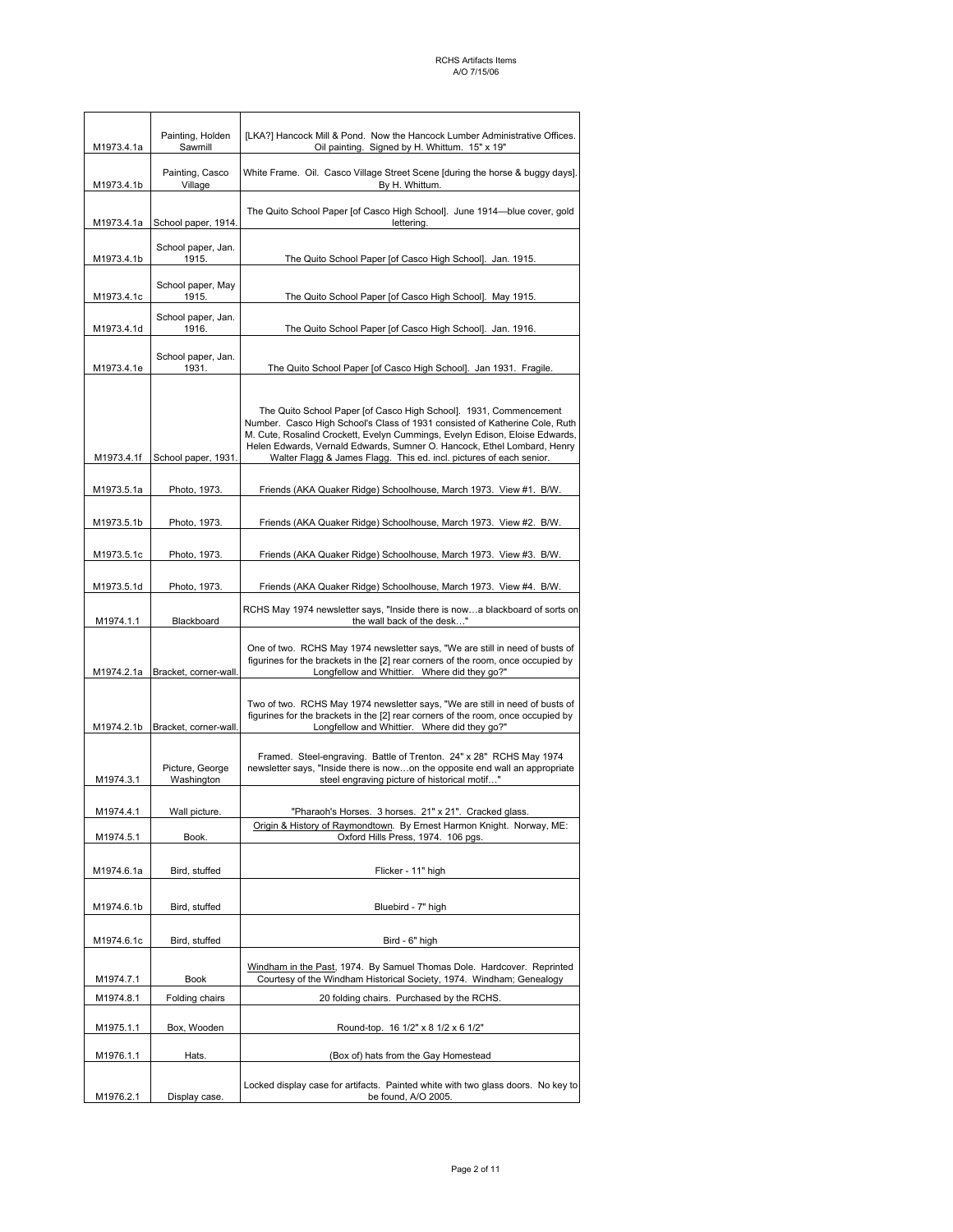| | | |
|---|---|---|
| M1973.4.1a | Painting, Holden Sawmill | [LKA?] Hancock Mill & Pond. Now the Hancock Lumber Administrative Offices. Oil painting. Signed by H. Whittum. 15" x 19" |
| M1973.4.1b | Painting, Casco Village | White Frame. Oil. Casco Village Street Scene [during the horse & buggy days]. By H. Whittum. |
| M1973.4.1a | School paper, 1914. | The Quito School Paper [of Casco High School]. June 1914—blue cover, gold lettering. |
| M1973.4.1b | School paper, Jan. 1915. | The Quito School Paper [of Casco High School]. Jan. 1915. |
| M1973.4.1c | School paper, May 1915. | The Quito School Paper [of Casco High School]. May 1915. |
| M1973.4.1d | School paper, Jan. 1916. | The Quito School Paper [of Casco High School]. Jan. 1916. |
| M1973.4.1e | School paper, Jan. 1931. | The Quito School Paper [of Casco High School]. Jan 1931. Fragile. |
| M1973.4.1f | School paper, 1931. | The Quito School Paper [of Casco High School]. 1931, Commencement Number. Casco High School's Class of 1931 consisted of Katherine Cole, Ruth M. Cute, Rosalind Crockett, Evelyn Cummings, Evelyn Edison, Eloise Edwards, Helen Edwards, Vernald Edwards, Sumner O. Hancock, Ethel Lombard, Henry Walter Flagg & James Flagg. This ed. incl. pictures of each senior. |
| M1973.5.1a | Photo, 1973. | Friends (AKA Quaker Ridge) Schoolhouse, March 1973. View #1. B/W. |
| M1973.5.1b | Photo, 1973. | Friends (AKA Quaker Ridge) Schoolhouse, March 1973. View #2. B/W. |
| M1973.5.1c | Photo, 1973. | Friends (AKA Quaker Ridge) Schoolhouse, March 1973. View #3. B/W. |
| M1973.5.1d | Photo, 1973. | Friends (AKA Quaker Ridge) Schoolhouse, March 1973. View #4. B/W. |
| M1974.1.1 | Blackboard | RCHS May 1974 newsletter says, "Inside there is now…a blackboard of sorts on the wall back of the desk…" |
| M1974.2.1a | Bracket, corner-wall. | One of two. RCHS May 1974 newsletter says, "We are still in need of busts of figurines for the brackets in the [2] rear corners of the room, once occupied by Longfellow and Whittier. Where did they go?" |
| M1974.2.1b | Bracket, corner-wall. | Two of two. RCHS May 1974 newsletter says, "We are still in need of busts of figurines for the brackets in the [2] rear corners of the room, once occupied by Longfellow and Whittier. Where did they go?" |
| M1974.3.1 | Picture, George Washington | Framed. Steel-engraving. Battle of Trenton. 24" x 28" RCHS May 1974 newsletter says, "Inside there is now…on the opposite end wall an appropriate steel engraving picture of historical motif…" |
| M1974.4.1 | Wall picture. | "Pharaoh's Horses. 3 horses. 21" x 21". Cracked glass. |
| M1974.5.1 | Book. | Origin & History of Raymondtown. By Ernest Harmon Knight. Norway, ME: Oxford Hills Press, 1974. 106 pgs. |
| M1974.6.1a | Bird, stuffed | Flicker - 11" high |
| M1974.6.1b | Bird, stuffed | Bluebird - 7" high |
| M1974.6.1c | Bird, stuffed | Bird - 6" high |
| M1974.7.1 | Book | Windham in the Past, 1974. By Samuel Thomas Dole. Hardcover. Reprinted Courtesy of the Windham Historical Society, 1974. Windham; Genealogy |
| M1974.8.1 | Folding chairs | 20 folding chairs. Purchased by the RCHS. |
| M1975.1.1 | Box, Wooden | Round-top. 16 1/2" x 8 1/2 x 6 1/2" |
| M1976.1.1 | Hats. | (Box of) hats from the Gay Homestead |
| M1976.2.1 | Display case. | Locked display case for artifacts. Painted white with two glass doors. No key to be found, A/O 2005. |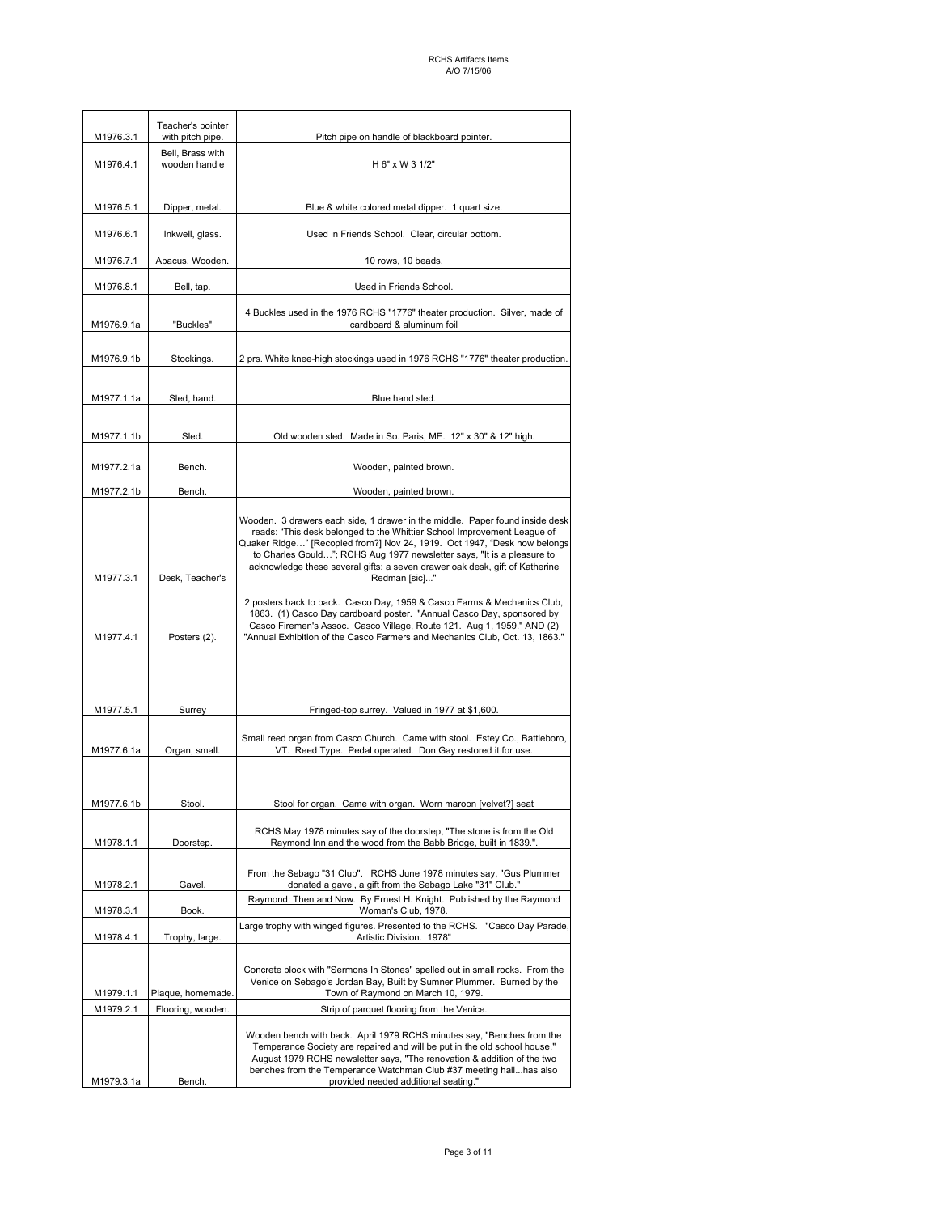| | | |
|---|---|---|
| M1976.3.1 | Teacher's pointer with pitch pipe. | Pitch pipe on handle of blackboard pointer. |
| M1976.4.1 | Bell, Brass with wooden handle | H 6" x W 3 1/2" |
| M1976.5.1 | Dipper, metal. | Blue & white colored metal dipper. 1 quart size. |
| M1976.6.1 | Inkwell, glass. | Used in Friends School. Clear, circular bottom. |
| M1976.7.1 | Abacus, Wooden. | 10 rows, 10 beads. |
| M1976.8.1 | Bell, tap. | Used in Friends School. |
| M1976.9.1a | "Buckles" | 4 Buckles used in the 1976 RCHS "1776" theater production. Silver, made of cardboard & aluminum foil |
| M1976.9.1b | Stockings. | 2 prs. White knee-high stockings used in 1976 RCHS "1776" theater production. |
| M1977.1.1a | Sled, hand. | Blue hand sled. |
| M1977.1.1b | Sled. | Old wooden sled. Made in So. Paris, ME. 12" x 30" & 12" high. |
| M1977.2.1a | Bench. | Wooden, painted brown. |
| M1977.2.1b | Bench. | Wooden, painted brown. |
| M1977.3.1 | Desk, Teacher's | Wooden. 3 drawers each side, 1 drawer in the middle. Paper found inside desk reads: "This desk belonged to the Whittier School Improvement League of Quaker Ridge…" [Recopied from?] Nov 24, 1919. Oct 1947, "Desk now belongs to Charles Gould…"; RCHS Aug 1977 newsletter says, "It is a pleasure to acknowledge these several gifts: a seven drawer oak desk, gift of Katherine Redman [sic]..." |
| M1977.4.1 | Posters (2). | 2 posters back to back. Casco Day, 1959 & Casco Farms & Mechanics Club, 1863. (1) Casco Day cardboard poster. "Annual Casco Day, sponsored by Casco Firemen's Assoc. Casco Village, Route 121. Aug 1, 1959." AND (2) "Annual Exhibition of the Casco Farmers and Mechanics Club, Oct. 13, 1863." |
| M1977.5.1 | Surrey | Fringed-top surrey. Valued in 1977 at $1,600. |
| M1977.6.1a | Organ, small. | Small reed organ from Casco Church. Came with stool. Estey Co., Battleboro, VT. Reed Type. Pedal operated. Don Gay restored it for use. |
| M1977.6.1b | Stool. | Stool for organ. Came with organ. Worn maroon [velvet?] seat |
| M1978.1.1 | Doorstep. | RCHS May 1978 minutes say of the doorstep, "The stone is from the Old Raymond Inn and the wood from the Babb Bridge, built in 1839.". |
| M1978.2.1 | Gavel. | From the Sebago "31 Club". RCHS June 1978 minutes say, "Gus Plummer donated a gavel, a gift from the Sebago Lake "31" Club." |
| M1978.3.1 | Book. | Raymond: Then and Now. By Ernest H. Knight. Published by the Raymond Woman's Club, 1978. |
| M1978.4.1 | Trophy, large. | Large trophy with winged figures. Presented to the RCHS. "Casco Day Parade, Artistic Division. 1978" |
| M1979.1.1 | Plaque, homemade. | Concrete block with "Sermons In Stones" spelled out in small rocks. From the Venice on Sebago's Jordan Bay, Built by Sumner Plummer. Burned by the Town of Raymond on March 10, 1979. |
| M1979.2.1 | Flooring, wooden. | Strip of parquet flooring from the Venice. |
| M1979.3.1a | Bench. | Wooden bench with back. April 1979 RCHS minutes say, "Benches from the Temperance Society are repaired and will be put in the old school house." August 1979 RCHS newsletter says, "The renovation & addition of the two benches from the Temperance Watchman Club #37 meeting hall...has also provided needed additional seating." |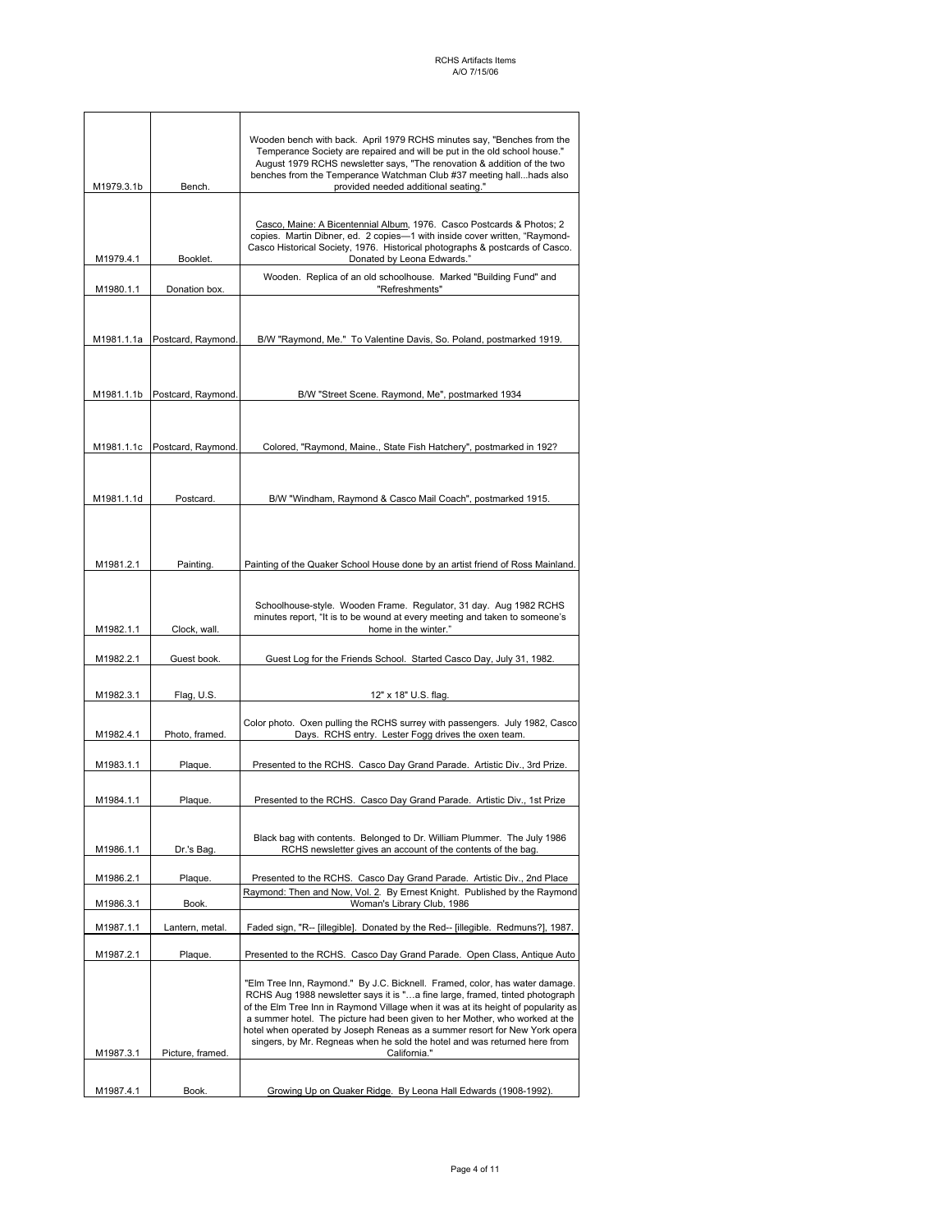| | | |
|---|---|---|
| M1979.3.1b | Bench. | Wooden bench with back. April 1979 RCHS minutes say, "Benches from the Temperance Society are repaired and will be put in the old school house." August 1979 RCHS newsletter says, "The renovation & addition of the two benches from the Temperance Watchman Club #37 meeting hall...hads also provided needed additional seating." |
| M1979.4.1 | Booklet. | Casco, Maine: A Bicentennial Album, 1976. Casco Postcards & Photos; 2 copies. Martin Dibner, ed. 2 copies—1 with inside cover written, "Raymond-Casco Historical Society, 1976. Historical photographs & postcards of Casco. Donated by Leona Edwards." |
| M1980.1.1 | Donation box. | Wooden. Replica of an old schoolhouse. Marked "Building Fund" and "Refreshments" |
| M1981.1.1a | Postcard, Raymond. | B/W "Raymond, Me." To Valentine Davis, So. Poland, postmarked 1919. |
| M1981.1.1b | Postcard, Raymond. | B/W "Street Scene. Raymond, Me", postmarked 1934 |
| M1981.1.1c | Postcard, Raymond. | Colored, "Raymond, Maine., State Fish Hatchery", postmarked in 192? |
| M1981.1.1d | Postcard. | B/W "Windham, Raymond & Casco Mail Coach", postmarked 1915. |
| M1981.2.1 | Painting. | Painting of the Quaker School House done by an artist friend of Ross Mainland. |
| M1982.1.1 | Clock, wall. | Schoolhouse-style. Wooden Frame. Regulator, 31 day. Aug 1982 RCHS minutes report, "It is to be wound at every meeting and taken to someone's home in the winter." |
| M1982.2.1 | Guest book. | Guest Log for the Friends School. Started Casco Day, July 31, 1982. |
| M1982.3.1 | Flag, U.S. | 12" x 18" U.S. flag. |
| M1982.4.1 | Photo, framed. | Color photo. Oxen pulling the RCHS surrey with passengers. July 1982, Casco Days. RCHS entry. Lester Fogg drives the oxen team. |
| M1983.1.1 | Plaque. | Presented to the RCHS. Casco Day Grand Parade. Artistic Div., 3rd Prize. |
| M1984.1.1 | Plaque. | Presented to the RCHS. Casco Day Grand Parade. Artistic Div., 1st Prize |
| M1986.1.1 | Dr.'s Bag. | Black bag with contents. Belonged to Dr. William Plummer. The July 1986 RCHS newsletter gives an account of the contents of the bag. |
| M1986.2.1 | Plaque. | Presented to the RCHS. Casco Day Grand Parade. Artistic Div., 2nd Place |
| M1986.3.1 | Book. | Raymond: Then and Now, Vol. 2. By Ernest Knight. Published by the Raymond Woman's Library Club, 1986 |
| M1987.1.1 | Lantern, metal. | Faded sign, "R-- [illegible]. Donated by the Red-- [illegible. Redmuns?], 1987. |
| M1987.2.1 | Plaque. | Presented to the RCHS. Casco Day Grand Parade. Open Class, Antique Auto |
| M1987.3.1 | Picture, framed. | "Elm Tree Inn, Raymond." By J.C. Bicknell. Framed, color, has water damage. RCHS Aug 1988 newsletter says it is "…a fine large, framed, tinted photograph of the Elm Tree Inn in Raymond Village when it was at its height of popularity as a summer hotel. The picture had been given to her Mother, who worked at the hotel when operated by Joseph Reneas as a summer resort for New York opera singers, by Mr. Regneas when he sold the hotel and was returned here from California." |
| M1987.4.1 | Book. | Growing Up on Quaker Ridge. By Leona Hall Edwards (1908-1992). |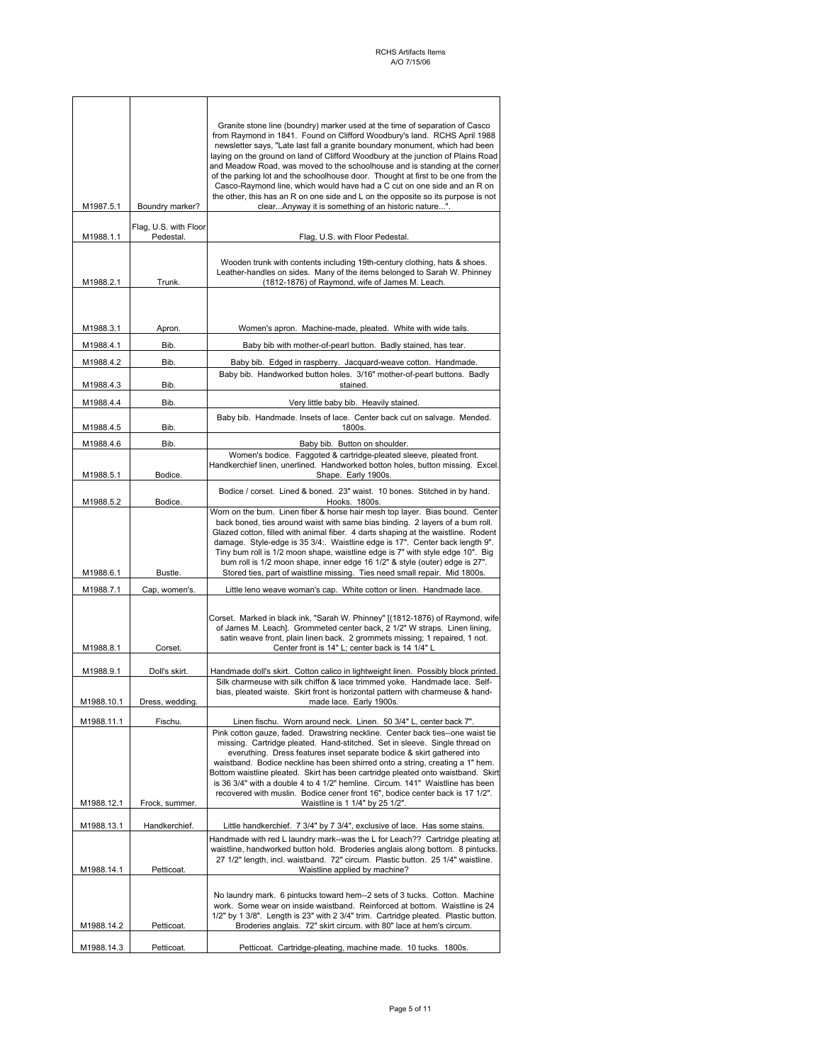| | | |
|---|---|---|
| M1987.5.1 | Boundry marker? | Granite stone line (boundry) marker used at the time of separation of Casco from Raymond in 1841. Found on Clifford Woodbury's land. RCHS April 1988 newsletter says, "Late last fall a granite boundary monument, which had been laying on the ground on land of Clifford Woodbury at the junction of Plains Road and Meadow Road, was moved to the schoolhouse and is standing at the corner of the parking lot and the schoolhouse door. Thought at first to be one from the Casco-Raymond line, which would have had a C cut on one side and an R on the other, this has an R on one side and L on the opposite so its purpose is not clear...Anyway it is something of an historic nature...". |
| M1988.1.1 | Flag, U.S. with Floor Pedestal. | Flag, U.S. with Floor Pedestal. |
| M1988.2.1 | Trunk. | Wooden trunk with contents including 19th-century clothing, hats & shoes. Leather-handles on sides. Many of the items belonged to Sarah W. Phinney (1812-1876) of Raymond, wife of James M. Leach. |
| M1988.3.1 | Apron. | Women's apron. Machine-made, pleated. White with wide tails. |
| M1988.4.1 | Bib. | Baby bib with mother-of-pearl button. Badly stained, has tear. |
| M1988.4.2 | Bib. | Baby bib. Edged in raspberry. Jacquard-weave cotton. Handmade. |
| M1988.4.3 | Bib. | Baby bib. Handworked button holes. 3/16" mother-of-pearl buttons. Badly stained. |
| M1988.4.4 | Bib. | Very little baby bib. Heavily stained. |
| M1988.4.5 | Bib. | Baby bib. Handmade. Insets of lace. Center back cut on salvage. Mended. 1800s. |
| M1988.4.6 | Bib. | Baby bib. Button on shoulder. |
| M1988.5.1 | Bodice. | Women's bodice. Faggoted & cartridge-pleated sleeve, pleated front. Handkerchief linen, unerlined. Handworked botton holes, button missing. Excel. Shape. Early 1900s. |
| M1988.5.2 | Bodice. | Bodice / corset. Lined & boned. 23" waist. 10 bones. Stitched in by hand. Hooks. 1800s. |
| M1988.6.1 | Bustle. | Worn on the bum. Linen fiber & horse hair mesh top layer. Bias bound. Center back boned, ties around waist with same bias binding. 2 layers of a bum roll. Glazed cotton, filled with animal fiber. 4 darts shaping at the waistline. Rodent damage. Style-edge is 35 3/4:. Waistline edge is 17". Center back length 9". Tiny bum roll is 1/2 moon shape, waistline edge is 7" with style edge 10". Big bum roll is 1/2 moon shape, inner edge 16 1/2" & style (outer) edge is 27". Stored ties, part of waistline missing. Ties need small repair. Mid 1800s. |
| M1988.7.1 | Cap, women's. | Little leno weave woman's cap. White cotton or linen. Handmade lace. |
| M1988.8.1 | Corset. | Corset. Marked in black ink, "Sarah W. Phinney" [(1812-1876) of Raymond, wife of James M. Leach]. Grommeted center back, 2 1/2" W straps. Linen lining, satin weave front, plain linen back. 2 grommets missing; 1 repaired, 1 not. Center front is 14" L; center back is 14 1/4" L |
| M1988.9.1 | Doll's skirt. | Handmade doll's skirt. Cotton calico in lightweight linen. Possibly block printed. |
| M1988.10.1 | Dress, wedding. | Silk charmeuse with silk chiffon & lace trimmed yoke. Handmade lace. Self-bias, pleated waiste. Skirt front is horizontal pattern with charmeuse & hand-made lace. Early 1900s. |
| M1988.11.1 | Fischu. | Linen fischu. Worn around neck. Linen. 50 3/4" L, center back 7". |
| M1988.12.1 | Frock, summer. | Pink cotton gauze, faded. Drawstring neckline. Center back ties--one waist tie missing. Cartridge pleated. Hand-stitched. Set in sleeve. Single thread on everuthing. Dress features inset separate bodice & skirt gathered into waistband. Bodice neckline has been shirred onto a string, creating a 1" hem. Bottom waistline pleated. Skirt has been cartridge pleated onto waistband. Skirt is 36 3/4" with a double 4 to 4 1/2" hemline. Circum. 141" Waistline has been recovered with muslin. Bodice cener front 16", bodice center back is 17 1/2". Waistline is 1 1/4" by 25 1/2". |
| M1988.13.1 | Handkerchief. | Little handkerchief. 7 3/4" by 7 3/4", exclusive of lace. Has some stains. |
| M1988.14.1 | Petticoat. | Handmade with red L laundry mark--was the L for Leach?? Cartridge pleating at waistline, handworked button hold. Broderies anglais along bottom. 8 pintucks. 27 1/2" length, incl. waistband. 72" circum. Plastic button. 25 1/4" waistline. Waistline applied by machine? |
| M1988.14.2 | Petticoat. | No laundry mark. 6 pintucks toward hem--2 sets of 3 tucks. Cotton. Machine work. Some wear on inside waistband. Reinforced at bottom. Waistline is 24 1/2" by 1 3/8". Length is 23" with 2 3/4" trim. Cartridge pleated. Plastic button. Broderies anglais. 72" skirt circum. with 80" lace at hem's circum. |
| M1988.14.3 | Petticoat. | Petticoat. Cartridge-pleating, machine made. 10 tucks. 1800s. |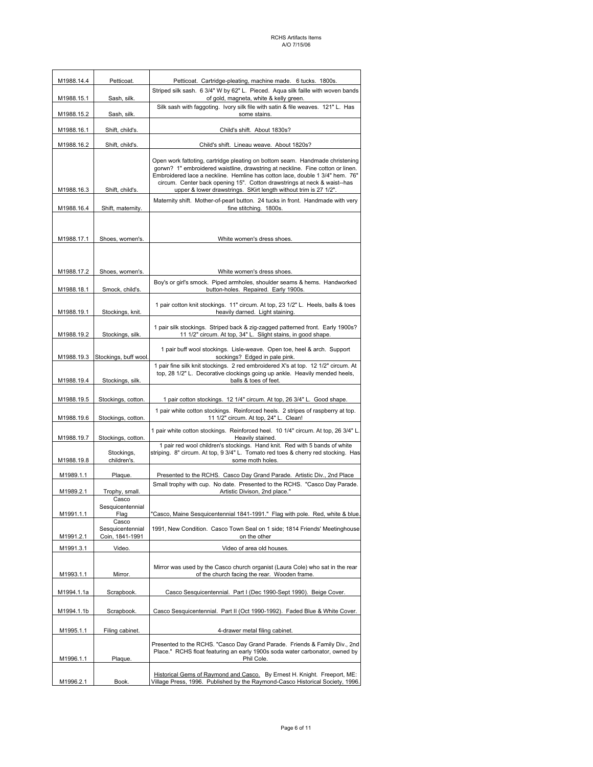| M1988.14.4 | Petticoat. | Petticoat. Cartridge-pleating, machine made. 6 tucks. 1800s. |
|---|---|---|
| M1988.15.1 | Sash, silk. | Striped silk sash. 6 3/4" W by 62" L. Pieced. Aqua silk faille with woven bands of gold, magneta, white & kelly green. |
| M1988.15.2 | Sash, silk. | Silk sash with faggoting. Ivory silk file with satin & file weaves. 121" L. Has some stains. |
| M1988.16.1 | Shift, child's. | Child's shift. About 1830s? |
| M1988.16.2 | Shift, child's. | Child's shift. Lineau weave. About 1820s? |
| M1988.16.3 | Shift, child's. | Open work fattoting, cartridge pleating on bottom seam. Handmade christening gorwn? 1" embroidered waistline, drawstring at neckline. Fine cotton or linen. Embroidered lace a neckline. Hemline has cotton lace, double 1 3/4" hem. 76" circum. Center back opening 15". Cotton drawstrings at neck & waist--has upper & lower drawstrings. SKirt length without trim is 27 1/2". |
| M1988.16.4 | Shift, maternity. | Maternity shift. Mother-of-pearl button. 24 tucks in front. Handmade with very fine stitching. 1800s. |
| M1988.17.1 | Shoes, women's. | White women's dress shoes. |
| M1988.17.2 | Shoes, women's. | White women's dress shoes. |
| M1988.18.1 | Smock, child's. | Boy's or girl's smock. Piped armholes, shoulder seams & hems. Handworked button-holes. Repaired. Early 1900s. |
| M1988.19.1 | Stockings, knit. | 1 pair cotton knit stockings. 11" circum. At top, 23 1/2" L. Heels, balls & toes heavily darned. Light staining. |
| M1988.19.2 | Stockings, silk. | 1 pair silk stockings. Striped back & zig-zagged patterned front. Early 1900s? 11 1/2" circum. At top, 34" L. Slight stains, in good shape. |
| M1988.19.3 | Stockings, buff wool. | 1 pair buff wool stockings. Lisle-weave. Open toe, heel & arch. Support sockings? Edged in pale pink. |
| M1988.19.4 | Stockings, silk. | 1 pair fine silk knit stockings. 2 red embroidered X's at top. 12 1/2" circum. At top, 28 1/2" L. Decorative clockings going up ankle. Heavily mended heels, balls & toes of feet. |
| M1988.19.5 | Stockings, cotton. | 1 pair cotton stockings. 12 1/4" circum. At top, 26 3/4" L. Good shape. |
| M1988.19.6 | Stockings, cotton. | 1 pair white cotton stockings. Reinforced heels. 2 stripes of raspberry at top. 11 1/2" circum. At top, 24" L. Clean! |
| M1988.19.7 | Stockings, cotton. | 1 pair white cotton stockings. Reinforced heel. 10 1/4" circum. At top, 26 3/4" L. Heavily stained. |
| M1988.19.8 | Stockings, children's. | 1 pair red wool children's stockings. Hand knit. Red with 5 bands of white striping. 8" circum. At top, 9 3/4" L. Tomato red toes & cherry red stocking. Has some moth holes. |
| M1989.1.1 | Plaque. | Presented to the RCHS. Casco Day Grand Parade. Artistic Div., 2nd Place |
| M1989.2.1 | Trophy, small. | Small trophy with cup. No date. Presented to the RCHS. "Casco Day Parade. Artistic Divison, 2nd place." |
| M1991.1.1 | Casco Sesquicentennial Flag | "Casco, Maine Sesquicentennial 1841-1991." Flag with pole. Red, white & blue. |
| M1991.2.1 | Casco Sesquicentennial Coin, 1841-1991 | 1991, New Condition. Casco Town Seal on 1 side; 1814 Friends' Meetinghouse on the other |
| M1991.3.1 | Video. | Video of area old houses. |
| M1993.1.1 | Mirror. | Mirror was used by the Casco church organist (Laura Cole) who sat in the rear of the church facing the rear. Wooden frame. |
| M1994.1.1a | Scrapbook. | Casco Sesquicentennial. Part I (Dec 1990-Sept 1990). Beige Cover. |
| M1994.1.1b | Scrapbook. | Casco Sesquicentennial. Part II (Oct 1990-1992). Faded Blue & White Cover. |
| M1995.1.1 | Filing cabinet. | 4-drawer metal filing cabinet. |
| M1996.1.1 | Plaque. | Presented to the RCHS. "Casco Day Grand Parade. Friends & Family Div., 2nd Place." RCHS float featuring an early 1900s soda water carbonator, owned by Phil Cole. |
| M1996.2.1 | Book. | Historical Gems of Raymond and Casco. By Ernest H. Knight. Freeport, ME: Village Press, 1996. Published by the Raymond-Casco Historical Society, 1996. |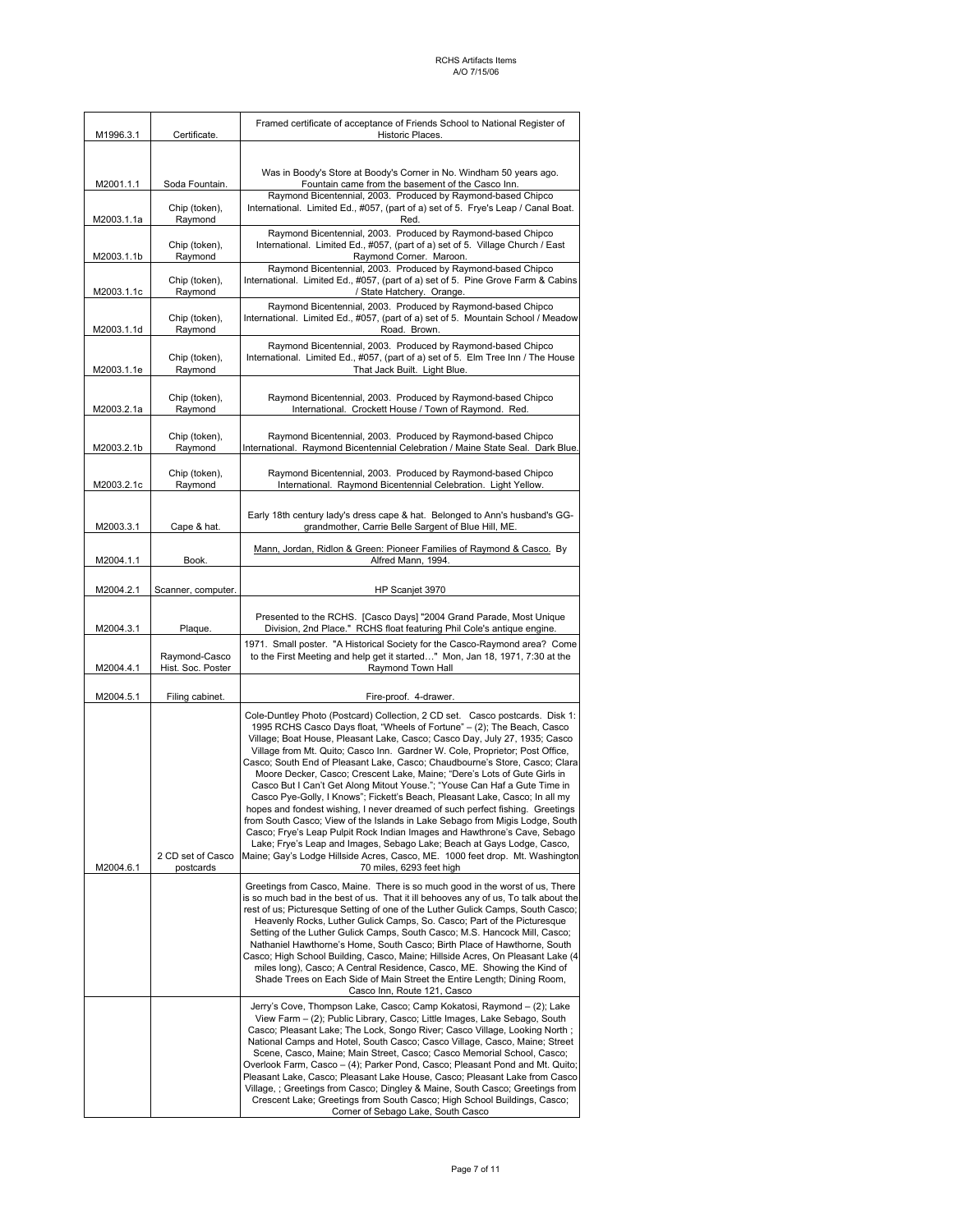RCHS Artifacts Items
A/O 7/15/06

| | | |
|---|---|---|
| M1996.3.1 | Certificate. | Framed certificate of acceptance of Friends School to National Register of Historic Places. |
| M2001.1.1 | Soda Fountain. | Was in Boody's Store at Boody's Corner in No. Windham 50 years ago. Fountain came from the basement of the Casco Inn. |
| M2003.1.1a | Chip (token), Raymond | Raymond Bicentennial, 2003. Produced by Raymond-based Chipco International. Limited Ed., #057, (part of a) set of 5. Frye's Leap / Canal Boat. Red. |
| M2003.1.1b | Chip (token), Raymond | Raymond Bicentennial, 2003. Produced by Raymond-based Chipco International. Limited Ed., #057, (part of a) set of 5. Village Church / East Raymond Corner. Maroon. |
| M2003.1.1c | Chip (token), Raymond | Raymond Bicentennial, 2003. Produced by Raymond-based Chipco International. Limited Ed., #057, (part of a) set of 5. Pine Grove Farm & Cabins / State Hatchery. Orange. |
| M2003.1.1d | Chip (token), Raymond | Raymond Bicentennial, 2003. Produced by Raymond-based Chipco International. Limited Ed., #057, (part of a) set of 5. Mountain School / Meadow Road. Brown. |
| M2003.1.1e | Chip (token), Raymond | Raymond Bicentennial, 2003. Produced by Raymond-based Chipco International. Limited Ed., #057, (part of a) set of 5. Elm Tree Inn / The House That Jack Built. Light Blue. |
| M2003.2.1a | Chip (token), Raymond | Raymond Bicentennial, 2003. Produced by Raymond-based Chipco International. Crockett House / Town of Raymond. Red. |
| M2003.2.1b | Chip (token), Raymond | Raymond Bicentennial, 2003. Produced by Raymond-based Chipco International. Raymond Bicentennial Celebration / Maine State Seal. Dark Blue. |
| M2003.2.1c | Chip (token), Raymond | Raymond Bicentennial, 2003. Produced by Raymond-based Chipco International. Raymond Bicentennial Celebration. Light Yellow. |
| M2003.3.1 | Cape & hat. | Early 18th century lady's dress cape & hat. Belonged to Ann's husband's GG-grandmother, Carrie Belle Sargent of Blue Hill, ME. |
| M2004.1.1 | Book. | Mann, Jordan, Ridlon & Green: Pioneer Families of Raymond & Casco. By Alfred Mann, 1994. |
| M2004.2.1 | Scanner, computer. | HP Scanjet 3970 |
| M2004.3.1 | Plaque. | Presented to the RCHS. [Casco Days] "2004 Grand Parade, Most Unique Division, 2nd Place." RCHS float featuring Phil Cole's antique engine. |
| M2004.4.1 | Raymond-Casco Hist. Soc. Poster | 1971. Small poster. "A Historical Society for the Casco-Raymond area? Come to the First Meeting and help get it started…" Mon, Jan 18, 1971, 7:30 at the Raymond Town Hall |
| M2004.5.1 | Filing cabinet. | Fire-proof. 4-drawer. |
| M2004.6.1 | 2 CD set of Casco postcards | Cole-Duntley Photo (Postcard) Collection, 2 CD set. Casco postcards. Disk 1: 1995 RCHS Casco Days float, "Wheels of Fortune" – (2); The Beach, Casco Village; Boat House, Pleasant Lake, Casco; Casco Day, July 27, 1935; Casco Village from Mt. Quito; Casco Inn. Gardner W. Cole, Proprietor; Post Office, Casco; South End of Pleasant Lake, Casco; Chaudbourne's Store, Casco; Clara Moore Decker, Casco; Crescent Lake, Maine; "Dere's Lots of Gute Girls in Casco But I Can't Get Along Mitout Youse."; "Youse Can Haf a Gute Time in Casco Pye-Golly, I Knows"; Fickett's Beach, Pleasant Lake, Casco; In all my hopes and fondest wishing, I never dreamed of such perfect fishing. Greetings from South Casco; View of the Islands in Lake Sebago from Migis Lodge, South Casco; Frye's Leap Pulpit Rock Indian Images and Hawthrone's Cave, Sebago Lake; Frye's Leap and Images, Sebago Lake; Beach at Gays Lodge, Casco, Maine; Gay's Lodge Hillside Acres, Casco, ME. 1000 feet drop. Mt. Washington 70 miles, 6293 feet high |
| | | Greetings from Casco, Maine. There is so much good in the worst of us, There is so much bad in the best of us. That it ill behooves any of us, To talk about the rest of us; Picturesque Setting of one of the Luther Gulick Camps, South Casco; Heavenly Rocks, Luther Gulick Camps, So. Casco; Part of the Picturesque Setting of the Luther Gulick Camps, South Casco; M.S. Hancock Mill, Casco; Nathaniel Hawthorne's Home, South Casco; Birth Place of Hawthorne, South Casco; High School Building, Casco, Maine; Hillside Acres, On Pleasant Lake (4 miles long), Casco; A Central Residence, Casco, ME. Showing the Kind of Shade Trees on Each Side of Main Street the Entire Length; Dining Room, Casco Inn, Route 121, Casco |
| | | Jerry's Cove, Thompson Lake, Casco; Camp Kokatosi, Raymond – (2); Lake View Farm – (2); Public Library, Casco; Little Images, Lake Sebago, South Casco; Pleasant Lake; The Lock, Songo River; Casco Village, Looking North ; National Camps and Hotel, South Casco; Casco Village, Casco, Maine; Street Scene, Casco, Maine; Main Street, Casco; Casco Memorial School, Casco; Overlook Farm, Casco – (4); Parker Pond, Casco; Pleasant Pond and Mt. Quito; Pleasant Lake, Casco; Pleasant Lake House, Casco; Pleasant Lake from Casco Village, ; Greetings from Casco; Dingley & Maine, South Casco; Greetings from Crescent Lake; Greetings from South Casco; High School Buildings, Casco; Corner of Sebago Lake, South Casco |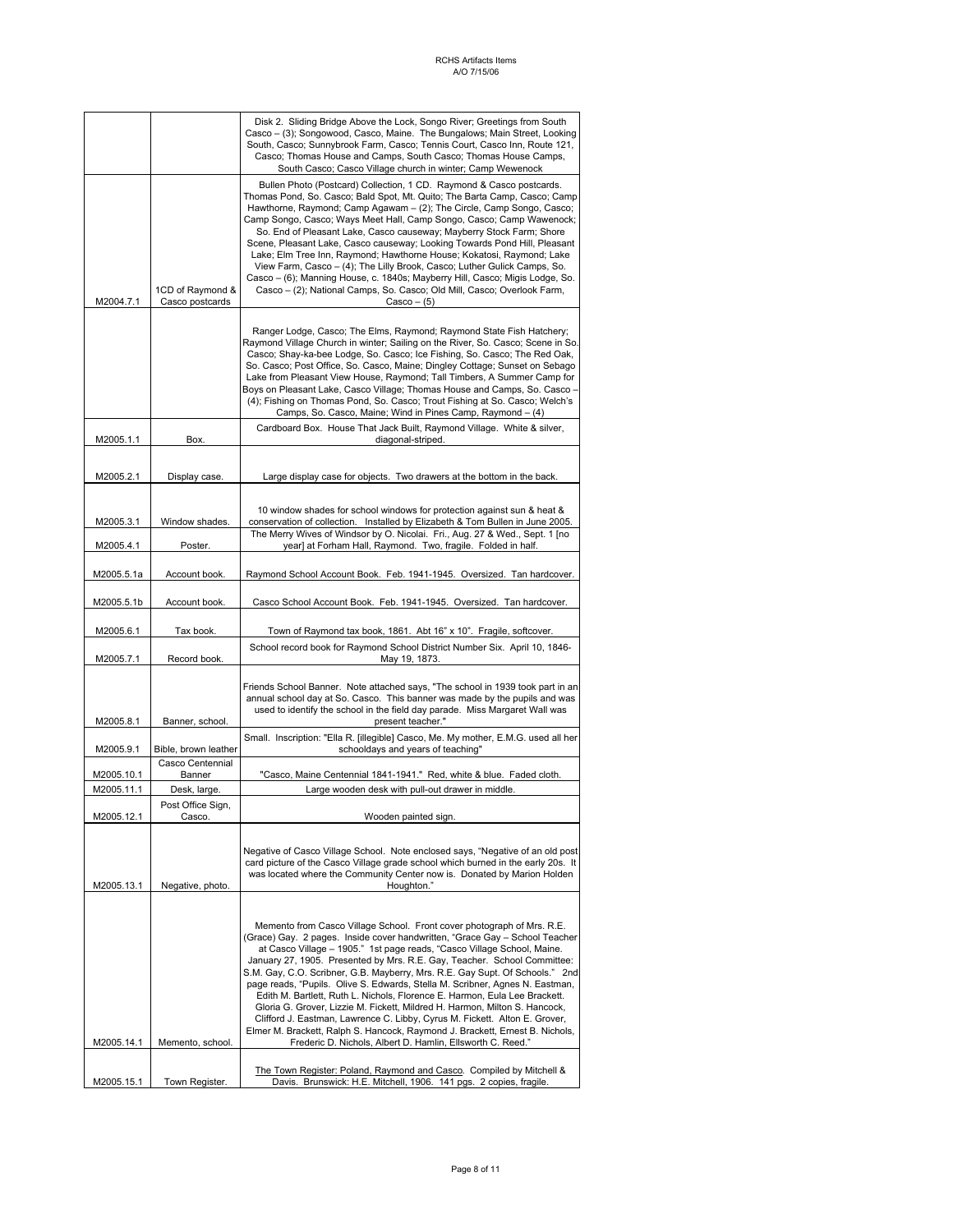| | | |
|---|---|---|
| | | Disk 2. Sliding Bridge Above the Lock, Songo River; Greetings from South Casco – (3); Songowood, Casco, Maine. The Bungalows; Main Street, Looking South, Casco; Sunnybrook Farm, Casco; Tennis Court, Casco Inn, Route 121, Casco; Thomas House and Camps, South Casco; Thomas House Camps, South Casco; Casco Village church in winter; Camp Wewenock |
| M2004.7.1 | 1CD of Raymond & Casco postcards | Bullen Photo (Postcard) Collection, 1 CD. Raymond & Casco postcards. Thomas Pond, So. Casco; Bald Spot, Mt. Quito; The Barta Camp, Casco; Camp Hawthorne, Raymond; Camp Agawam – (2); The Circle, Camp Songo, Casco; Camp Songo, Casco; Ways Meet Hall, Camp Songo, Casco; Camp Wawenock; So. End of Pleasant Lake, Casco causeway; Mayberry Stock Farm; Shore Scene, Pleasant Lake, Casco causeway; Looking Towards Pond Hill, Pleasant Lake; Elm Tree Inn, Raymond; Hawthorne House; Kokatosi, Raymond; Lake View Farm, Casco – (4); The Lilly Brook, Casco; Luther Gulick Camps, So. Casco – (6); Manning House, c. 1840s; Mayberry Hill, Casco; Migis Lodge, So. Casco – (2); National Camps, So. Casco; Old Mill, Casco; Overlook Farm, Casco – (5) |
| | | Ranger Lodge, Casco; The Elms, Raymond; Raymond State Fish Hatchery; Raymond Village Church in winter; Sailing on the River, So. Casco; Scene in So. Casco; Shay-ka-bee Lodge, So. Casco; Ice Fishing, So. Casco; The Red Oak, So. Casco; Post Office, So. Casco, Maine; Dingley Cottage; Sunset on Sebago Lake from Pleasant View House, Raymond; Tall Timbers, A Summer Camp for Boys on Pleasant Lake, Casco Village; Thomas House and Camps, So. Casco – (4); Fishing on Thomas Pond, So. Casco; Trout Fishing at So. Casco; Welch's Camps, So. Casco, Maine; Wind in Pines Camp, Raymond – (4) |
| M2005.1.1 | Box. | Cardboard Box. House That Jack Built, Raymond Village. White & silver, diagonal-striped. |
| M2005.2.1 | Display case. | Large display case for objects. Two drawers at the bottom in the back. |
| M2005.3.1 | Window shades. | 10 window shades for school windows for protection against sun & heat & conservation of collection. Installed by Elizabeth & Tom Bullen in June 2005. |
| M2005.4.1 | Poster. | The Merry Wives of Windsor by O. Nicolai. Fri., Aug. 27 & Wed., Sept. 1 [no year] at Forham Hall, Raymond. Two, fragile. Folded in half. |
| M2005.5.1a | Account book. | Raymond School Account Book. Feb. 1941-1945. Oversized. Tan hardcover. |
| M2005.5.1b | Account book. | Casco School Account Book. Feb. 1941-1945. Oversized. Tan hardcover. |
| M2005.6.1 | Tax book. | Town of Raymond tax book, 1861. Abt 16" x 10". Fragile, softcover. |
| M2005.7.1 | Record book. | School record book for Raymond School District Number Six. April 10, 1846-May 19, 1873. |
| M2005.8.1 | Banner, school. | Friends School Banner. Note attached says, "The school in 1939 took part in an annual school day at So. Casco. This banner was made by the pupils and was used to identify the school in the field day parade. Miss Margaret Wall was present teacher." |
| M2005.9.1 | Bible, brown leather | Small. Inscription: "Ella R. [illegible] Casco, Me. My mother, E.M.G. used all her schooldays and years of teaching" |
| M2005.10.1 | Casco Centennial Banner | "Casco, Maine Centennial 1841-1941." Red, white & blue. Faded cloth. |
| M2005.11.1 | Desk, large. | Large wooden desk with pull-out drawer in middle. |
| M2005.12.1 | Post Office Sign, Casco. | Wooden painted sign. |
| M2005.13.1 | Negative, photo. | Negative of Casco Village School. Note enclosed says, "Negative of an old post card picture of the Casco Village grade school which burned in the early 20s. It was located where the Community Center now is. Donated by Marion Holden Houghton." |
| M2005.14.1 | Memento, school. | Memento from Casco Village School. Front cover photograph of Mrs. R.E. (Grace) Gay. 2 pages. Inside cover handwritten, "Grace Gay – School Teacher at Casco Village – 1905." 1st page reads, "Casco Village School, Maine. January 27, 1905. Presented by Mrs. R.E. Gay, Teacher. School Committee: S.M. Gay, C.O. Scribner, G.B. Mayberry, Mrs. R.E. Gay Supt. Of Schools." 2nd page reads, "Pupils. Olive S. Edwards, Stella M. Scribner, Agnes N. Eastman, Edith M. Bartlett, Ruth L. Nichols, Florence E. Harmon, Eula Lee Brackett. Gloria G. Grover, Lizzie M. Fickett, Mildred H. Harmon, Milton S. Hancock, Clifford J. Eastman, Lawrence C. Libby, Cyrus M. Fickett. Alton E. Grover, Elmer M. Brackett, Ralph S. Hancock, Raymond J. Brackett, Ernest B. Nichols, Frederic D. Nichols, Albert D. Hamlin, Ellsworth C. Reed." |
| M2005.15.1 | Town Register. | The Town Register: Poland, Raymond and Casco. Compiled by Mitchell & Davis. Brunswick: H.E. Mitchell, 1906. 141 pgs. 2 copies, fragile. |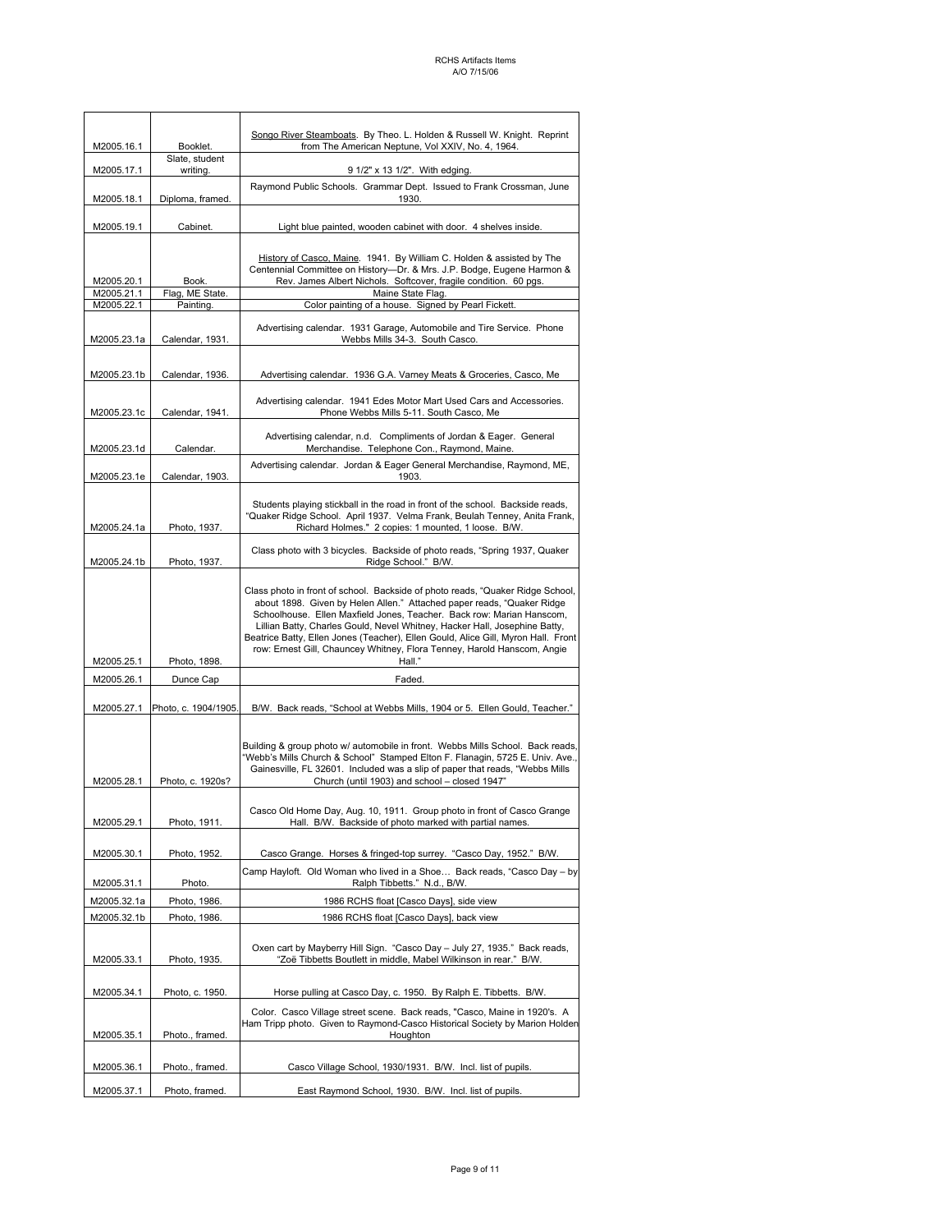| | | |
|---|---|---|
| M2005.16.1 | Booklet. | Songo River Steamboats. By Theo. L. Holden & Russell W. Knight. Reprint from The American Neptune, Vol XXIV, No. 4, 1964. |
| M2005.17.1 | Slate, student writing. | 9 1/2" x 13 1/2". With edging. |
| M2005.18.1 | Diploma, framed. | Raymond Public Schools. Grammar Dept. Issued to Frank Crossman, June 1930. |
| M2005.19.1 | Cabinet. | Light blue painted, wooden cabinet with door. 4 shelves inside. |
| M2005.20.1 | Book. | History of Casco, Maine. 1941. By William C. Holden & assisted by The Centennial Committee on History—Dr. & Mrs. J.P. Bodge, Eugene Harmon & Rev. James Albert Nichols. Softcover, fragile condition. 60 pgs. |
| M2005.21.1 | Flag, ME State. | Maine State Flag. |
| M2005.22.1 | Painting. | Color painting of a house. Signed by Pearl Fickett. |
| M2005.23.1a | Calendar, 1931. | Advertising calendar. 1931 Garage, Automobile and Tire Service. Phone Webbs Mills 34-3. South Casco. |
| M2005.23.1b | Calendar, 1936. | Advertising calendar. 1936 G.A. Varney Meats & Groceries, Casco, Me |
| M2005.23.1c | Calendar, 1941. | Advertising calendar. 1941 Edes Motor Mart Used Cars and Accessories. Phone Webbs Mills 5-11. South Casco, Me |
| M2005.23.1d | Calendar. | Advertising calendar, n.d. Compliments of Jordan & Eager. General Merchandise. Telephone Con., Raymond, Maine. |
| M2005.23.1e | Calendar, 1903. | Advertising calendar. Jordan & Eager General Merchandise, Raymond, ME, 1903. |
| M2005.24.1a | Photo, 1937. | Students playing stickball in the road in front of the school. Backside reads, "Quaker Ridge School. April 1937. Velma Frank, Beulah Tenney, Anita Frank, Richard Holmes." 2 copies: 1 mounted, 1 loose. B/W. |
| M2005.24.1b | Photo, 1937. | Class photo with 3 bicycles. Backside of photo reads, "Spring 1937, Quaker Ridge School." B/W. |
| M2005.25.1 | Photo, 1898. | Class photo in front of school. Backside of photo reads, "Quaker Ridge School, about 1898. Given by Helen Allen." Attached paper reads, "Quaker Ridge Schoolhouse. Ellen Maxfield Jones, Teacher. Back row: Marian Hanscom, Lillian Batty, Charles Gould, Nevel Whitney, Hacker Hall, Josephine Batty, Beatrice Batty, Ellen Jones (Teacher), Ellen Gould, Alice Gill, Myron Hall. Front row: Ernest Gill, Chauncey Whitney, Flora Tenney, Harold Hanscom, Angie Hall." |
| M2005.26.1 | Dunce Cap | Faded. |
| M2005.27.1 | Photo, c. 1904/1905. | B/W. Back reads, "School at Webbs Mills, 1904 or 5. Ellen Gould, Teacher." |
| M2005.28.1 | Photo, c. 1920s? | Building & group photo w/ automobile in front. Webbs Mills School. Back reads, "Webb's Mills Church & School" Stamped Elton F. Flanagin, 5725 E. Univ. Ave., Gainesville, FL 32601. Included was a slip of paper that reads, "Webbs Mills Church (until 1903) and school – closed 1947" |
| M2005.29.1 | Photo, 1911. | Casco Old Home Day, Aug. 10, 1911. Group photo in front of Casco Grange Hall. B/W. Backside of photo marked with partial names. |
| M2005.30.1 | Photo, 1952. | Casco Grange. Horses & fringed-top surrey. "Casco Day, 1952." B/W. |
| M2005.31.1 | Photo. | Camp Hayloft. Old Woman who lived in a Shoe… Back reads, "Casco Day – by Ralph Tibbetts." N.d., B/W. |
| M2005.32.1a | Photo, 1986. | 1986 RCHS float [Casco Days], side view |
| M2005.32.1b | Photo, 1986. | 1986 RCHS float [Casco Days], back view |
| M2005.33.1 | Photo, 1935. | Oxen cart by Mayberry Hill Sign. "Casco Day – July 27, 1935." Back reads, "Zoë Tibbetts Boutlett in middle, Mabel Wilkinson in rear." B/W. |
| M2005.34.1 | Photo, c. 1950. | Horse pulling at Casco Day, c. 1950. By Ralph E. Tibbetts. B/W. |
| M2005.35.1 | Photo., framed. | Color. Casco Village street scene. Back reads, "Casco, Maine in 1920's. A Ham Tripp photo. Given to Raymond-Casco Historical Society by Marion Holden Houghton |
| M2005.36.1 | Photo., framed. | Casco Village School, 1930/1931. B/W. Incl. list of pupils. |
| M2005.37.1 | Photo, framed. | East Raymond School, 1930. B/W. Incl. list of pupils. |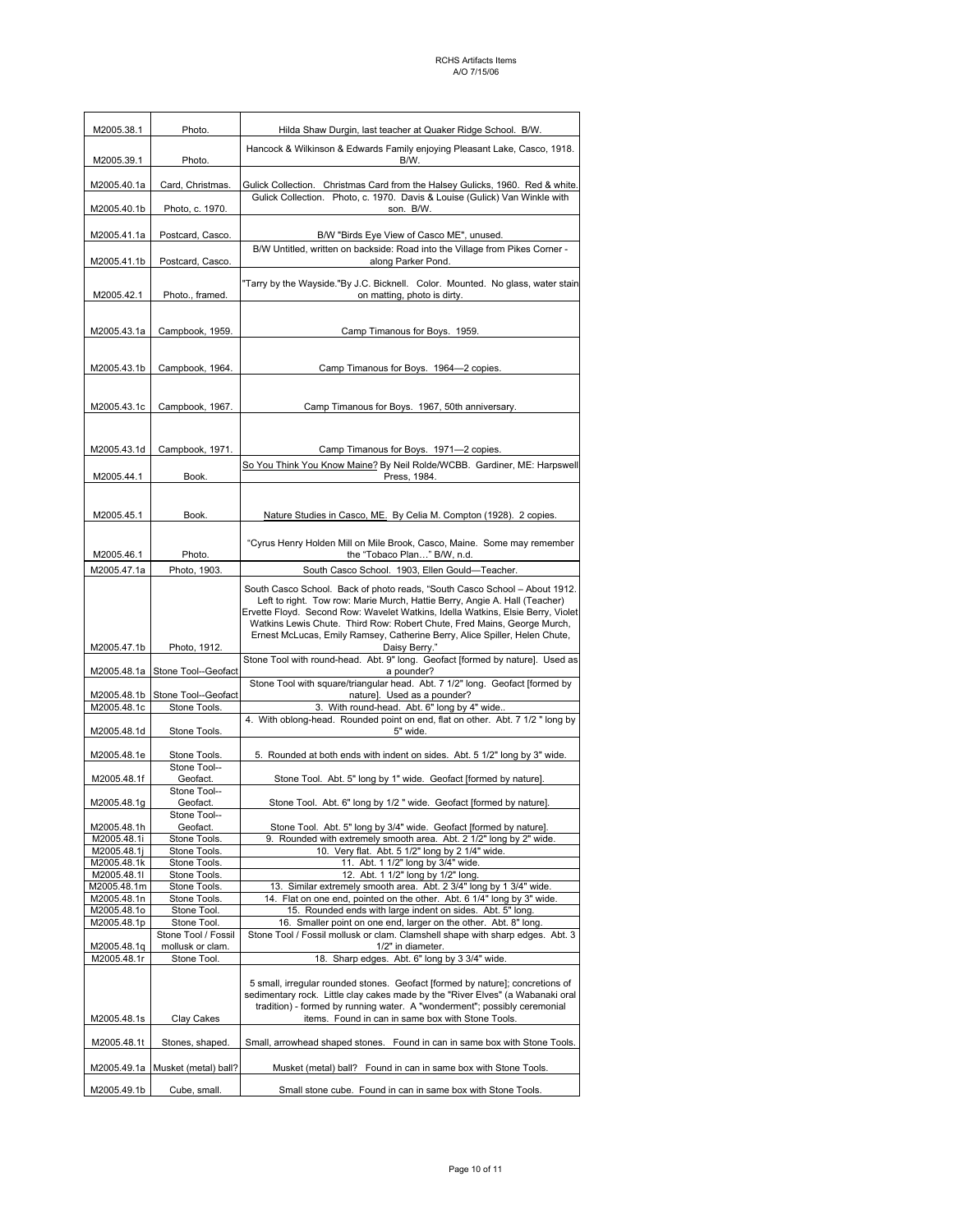| M2005.38.1 | Photo. | Hilda Shaw Durgin, last teacher at Quaker Ridge School. B/W. |
|---|---|---|
| M2005.39.1 | Photo. | Hancock & Wilkinson & Edwards Family enjoying Pleasant Lake, Casco, 1918. B/W. |
| M2005.40.1a | Card, Christmas. | Gulick Collection. Christmas Card from the Halsey Gulicks, 1960. Red & white. |
| M2005.40.1b | Photo, c. 1970. | Gulick Collection. Photo, c. 1970. Davis & Louise (Gulick) Van Winkle with son. B/W. |
| M2005.41.1a | Postcard, Casco. | B/W "Birds Eye View of Casco ME", unused. |
| M2005.41.1b | Postcard, Casco. | B/W Untitled, written on backside: Road into the Village from Pikes Corner - along Parker Pond. |
| M2005.42.1 | Photo., framed. | "Tarry by the Wayside."By J.C. Bicknell. Color. Mounted. No glass, water stain on matting, photo is dirty. |
| M2005.43.1a | Campbook, 1959. | Camp Timanous for Boys. 1959. |
| M2005.43.1b | Campbook, 1964. | Camp Timanous for Boys. 1964—2 copies. |
| M2005.43.1c | Campbook, 1967. | Camp Timanous for Boys. 1967, 50th anniversary. |
| M2005.43.1d | Campbook, 1971. | Camp Timanous for Boys. 1971—2 copies. |
| M2005.44.1 | Book. | So You Think You Know Maine? By Neil Rolde/WCBB. Gardiner, ME: Harpswell Press, 1984. |
| M2005.45.1 | Book. | Nature Studies in Casco, ME. By Celia M. Compton (1928). 2 copies. |
| M2005.46.1 | Photo. | "Cyrus Henry Holden Mill on Mile Brook, Casco, Maine. Some may remember the "Tobaco Plan…" B/W, n.d. |
| M2005.47.1a | Photo, 1903. | South Casco School. 1903, Ellen Gould—Teacher. |
| M2005.47.1b | Photo, 1912. | South Casco School. Back of photo reads, "South Casco School – About 1912. Left to right. Tow row: Marie Murch, Hattie Berry, Angie A. Hall (Teacher) Ervette Floyd. Second Row: Wavelet Watkins, Idella Watkins, Elsie Berry, Violet Watkins Lewis Chute. Third Row: Robert Chute, Fred Mains, George Murch, Ernest McLucas, Emily Ramsey, Catherine Berry, Alice Spiller, Helen Chute, Daisy Berry." |
| M2005.48.1a | Stone Tool--Geofact | Stone Tool with round-head. Abt. 9" long. Geofact [formed by nature]. Used as a pounder? |
| M2005.48.1b | Stone Tool--Geofact | Stone Tool with square/triangular head. Abt. 7 1/2" long. Geofact [formed by nature]. Used as a pounder? |
| M2005.48.1c | Stone Tools. | 3. With round-head. Abt. 6" long by 4" wide.. |
| M2005.48.1d | Stone Tools. | 4. With oblong-head. Rounded point on end, flat on other. Abt. 7 1/2 " long by 5" wide. |
| M2005.48.1e | Stone Tools. | 5. Rounded at both ends with indent on sides. Abt. 5 1/2" long by 3" wide. |
| M2005.48.1f | Stone Tool--Geofact. | Stone Tool. Abt. 5" long by 1" wide. Geofact [formed by nature]. |
| M2005.48.1g | Stone Tool--Geofact. | Stone Tool. Abt. 6" long by 1/2 " wide. Geofact [formed by nature]. |
| M2005.48.1h | Stone Tool--Geofact. | Stone Tool. Abt. 5" long by 3/4" wide. Geofact [formed by nature]. |
| M2005.48.1i | Stone Tools. | 9. Rounded with extremely smooth area. Abt. 2 1/2" long by 2" wide. |
| M2005.48.1j | Stone Tools. | 10. Very flat. Abt. 5 1/2" long by 2 1/4" wide. |
| M2005.48.1k | Stone Tools. | 11. Abt. 1 1/2" long by 3/4" wide. |
| M2005.48.1l | Stone Tools. | 12. Abt. 1 1/2" long by 1/2" long. |
| M2005.48.1m | Stone Tools. | 13. Similar extremely smooth area. Abt. 2 3/4" long by 1 3/4" wide. |
| M2005.48.1n | Stone Tools. | 14. Flat on one end, pointed on the other. Abt. 6 1/4" long by 3" wide. |
| M2005.48.1o | Stone Tool. | 15. Rounded ends with large indent on sides. Abt. 5" long. |
| M2005.48.1p | Stone Tool. | 16. Smaller point on one end, larger on the other. Abt. 8" long. |
| M2005.48.1q | Stone Tool / Fossil mollusk or clam. | Stone Tool / Fossil mollusk or clam. Clamshell shape with sharp edges. Abt. 3 1/2" in diameter. |
| M2005.48.1r | Stone Tool. | 18. Sharp edges. Abt. 6" long by 3 3/4" wide. |
| M2005.48.1s | Clay Cakes | 5 small, irregular rounded stones. Geofact [formed by nature]; concretions of sedimentary rock. Little clay cakes made by the "River Elves" (a Wabanaki oral tradition) - formed by running water. A "wonderment"; possibly ceremonial items. Found in can in same box with Stone Tools. |
| M2005.48.1t | Stones, shaped. | Small, arrowhead shaped stones. Found in can in same box with Stone Tools. |
| M2005.49.1a | Musket (metal) ball? | Musket (metal) ball? Found in can in same box with Stone Tools. |
| M2005.49.1b | Cube, small. | Small stone cube. Found in can in same box with Stone Tools. |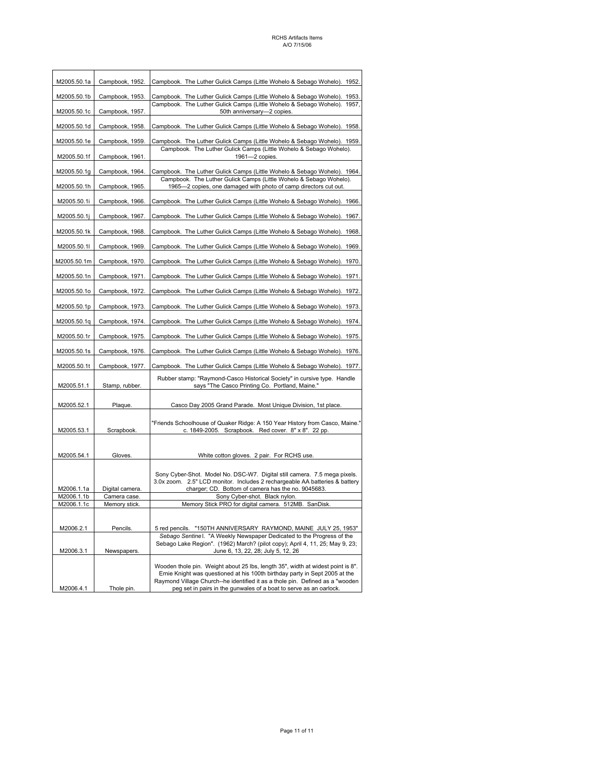| | | |
|---|---|---|
| M2005.50.1a | Campbook, 1952. | Campbook. The Luther Gulick Camps (Little Wohelo & Sebago Wohelo). 1952. |
| M2005.50.1b | Campbook, 1953. | Campbook. The Luther Gulick Camps (Little Wohelo & Sebago Wohelo). 1953. |
| M2005.50.1c | Campbook, 1957. | Campbook. The Luther Gulick Camps (Little Wohelo & Sebago Wohelo). 1957, 50th anniversary—2 copies. |
| M2005.50.1d | Campbook, 1958. | Campbook. The Luther Gulick Camps (Little Wohelo & Sebago Wohelo). 1958. |
| M2005.50.1e | Campbook, 1959. | Campbook. The Luther Gulick Camps (Little Wohelo & Sebago Wohelo). 1959. |
| M2005.50.1f | Campbook, 1961. | Campbook. The Luther Gulick Camps (Little Wohelo & Sebago Wohelo). 1961—2 copies. |
| M2005.50.1g | Campbook, 1964. | Campbook. The Luther Gulick Camps (Little Wohelo & Sebago Wohelo). 1964. |
| M2005.50.1h | Campbook, 1965. | Campbook. The Luther Gulick Camps (Little Wohelo & Sebago Wohelo). 1965—2 copies, one damaged with photo of camp directors cut out. |
| M2005.50.1i | Campbook, 1966. | Campbook. The Luther Gulick Camps (Little Wohelo & Sebago Wohelo). 1966. |
| M2005.50.1j | Campbook, 1967. | Campbook. The Luther Gulick Camps (Little Wohelo & Sebago Wohelo). 1967. |
| M2005.50.1k | Campbook, 1968. | Campbook. The Luther Gulick Camps (Little Wohelo & Sebago Wohelo). 1968. |
| M2005.50.1l | Campbook, 1969. | Campbook. The Luther Gulick Camps (Little Wohelo & Sebago Wohelo). 1969. |
| M2005.50.1m | Campbook, 1970. | Campbook. The Luther Gulick Camps (Little Wohelo & Sebago Wohelo). 1970. |
| M2005.50.1n | Campbook, 1971. | Campbook. The Luther Gulick Camps (Little Wohelo & Sebago Wohelo). 1971. |
| M2005.50.1o | Campbook, 1972. | Campbook. The Luther Gulick Camps (Little Wohelo & Sebago Wohelo). 1972. |
| M2005.50.1p | Campbook, 1973. | Campbook. The Luther Gulick Camps (Little Wohelo & Sebago Wohelo). 1973. |
| M2005.50.1q | Campbook, 1974. | Campbook. The Luther Gulick Camps (Little Wohelo & Sebago Wohelo). 1974. |
| M2005.50.1r | Campbook, 1975. | Campbook. The Luther Gulick Camps (Little Wohelo & Sebago Wohelo). 1975. |
| M2005.50.1s | Campbook, 1976. | Campbook. The Luther Gulick Camps (Little Wohelo & Sebago Wohelo). 1976. |
| M2005.50.1t | Campbook, 1977. | Campbook. The Luther Gulick Camps (Little Wohelo & Sebago Wohelo). 1977. |
| M2005.51.1 | Stamp, rubber. | Rubber stamp: "Raymond-Casco Historical Society" in cursive type. Handle says "The Casco Printing Co. Portland, Maine." |
| M2005.52.1 | Plaque. | Casco Day 2005 Grand Parade. Most Unique Division, 1st place. |
| M2005.53.1 | Scrapbook. | "Friends Schoolhouse of Quaker Ridge: A 150 Year History from Casco, Maine." c. 1849-2005. Scrapbook. Red cover. 8" x 8". 22 pp. |
| M2005.54.1 | Gloves. | White cotton gloves. 2 pair. For RCHS use. |
| M2006.1.1a | Digital camera. | Sony Cyber-Shot. Model No. DSC-W7. Digital still camera. 7.5 mega pixels. 3.0x zoom. 2.5" LCD monitor. Includes 2 rechargeable AA batteries & battery charger; CD. Bottom of camera has the no. 9045683. |
| M2006.1.1b | Camera case. | Sony Cyber-shot. Black nylon. |
| M2006.1.1c | Memory stick. | Memory Stick PRO for digital camera. 512MB. SanDisk. |
| M2006.2.1 | Pencils. | 5 red pencils. "150TH ANNIVERSARY RAYMOND, MAINE JULY 25, 1953" |
| M2006.3.1 | Newspapers. | *Sebago Sentinel*. "A Weekly Newspaper Dedicated to the Progress of the Sebago Lake Region". (1962) March? (pilot copy); April 4, 11, 25; May 9, 23; June 6, 13, 22, 28; July 5, 12, 26 |
| M2006.4.1 | Thole pin. | Wooden thole pin. Weight about 25 lbs, length 35", width at widest point is 8". Ernie Knight was questioned at his 100th birthday party in Sept 2005 at the Raymond Village Church--he identified it as a thole pin. Defined as a "wooden peg set in pairs in the gunwales of a boat to serve as an oarlock. |